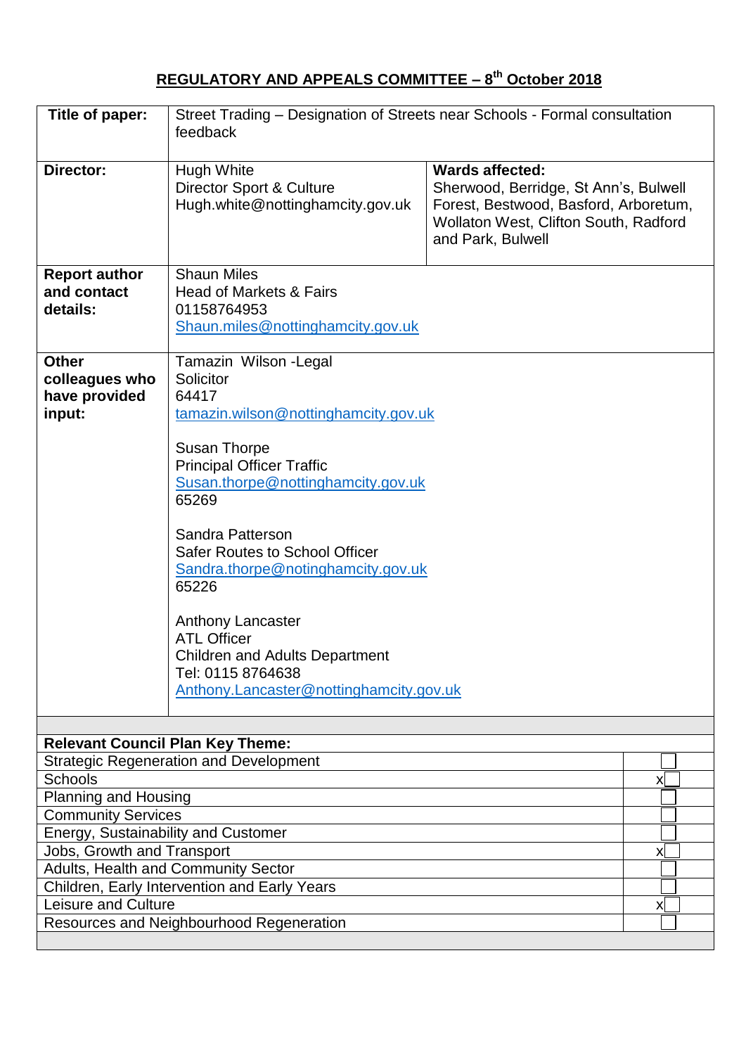## REGULATORY AND APPEALS COMMITTEE – 8th October 2018

| | | |
|---|---|---|
| **Title of paper:** | Street Trading – Designation of Streets near Schools - Formal consultation feedback | |
| **Director:** | Hugh White<br>Director Sport & Culture<br>Hugh.white@nottinghamcity.gov.uk | **Wards affected:**<br>Sherwood, Berridge, St Ann's, Bulwell Forest, Bestwood, Basford, Arboretum, Wollaton West, Clifton South, Radford and Park, Bulwell |
| **Report author and contact details:** | Shaun Miles<br>Head of Markets & Fairs<br>01158764953<br>Shaun.miles@nottinghamcity.gov.uk | |
| **Other colleagues who have provided input:** | Tamazin Wilson -Legal<br>Solicitor<br>64417<br>tamazin.wilson@nottinghamcity.gov.uk<br><br>Susan Thorpe<br>Principal Officer Traffic<br>Susan.thorpe@nottinghamcity.gov.uk<br>65269<br><br>Sandra Patterson<br>Safer Routes to School Officer<br>Sandra.thorpe@notinghamcity.gov.uk<br>65226<br><br>Anthony Lancaster<br>ATL Officer<br>Children and Adults Department<br>Tel: 0115 8764638<br>Anthony.Lancaster@nottinghamcity.gov.uk | |

| **Relevant Council Plan Key Theme:** | |
|---|---|
| Strategic Regeneration and Development | |
| Schools | x |
| Planning and Housing | |
| Community Services | |
| Energy, Sustainability and Customer | |
| Jobs, Growth and Transport | x |
| Adults, Health and Community Sector | |
| Children, Early Intervention and Early Years | |
| Leisure and Culture | x |
| Resources and Neighbourhood Regeneration | |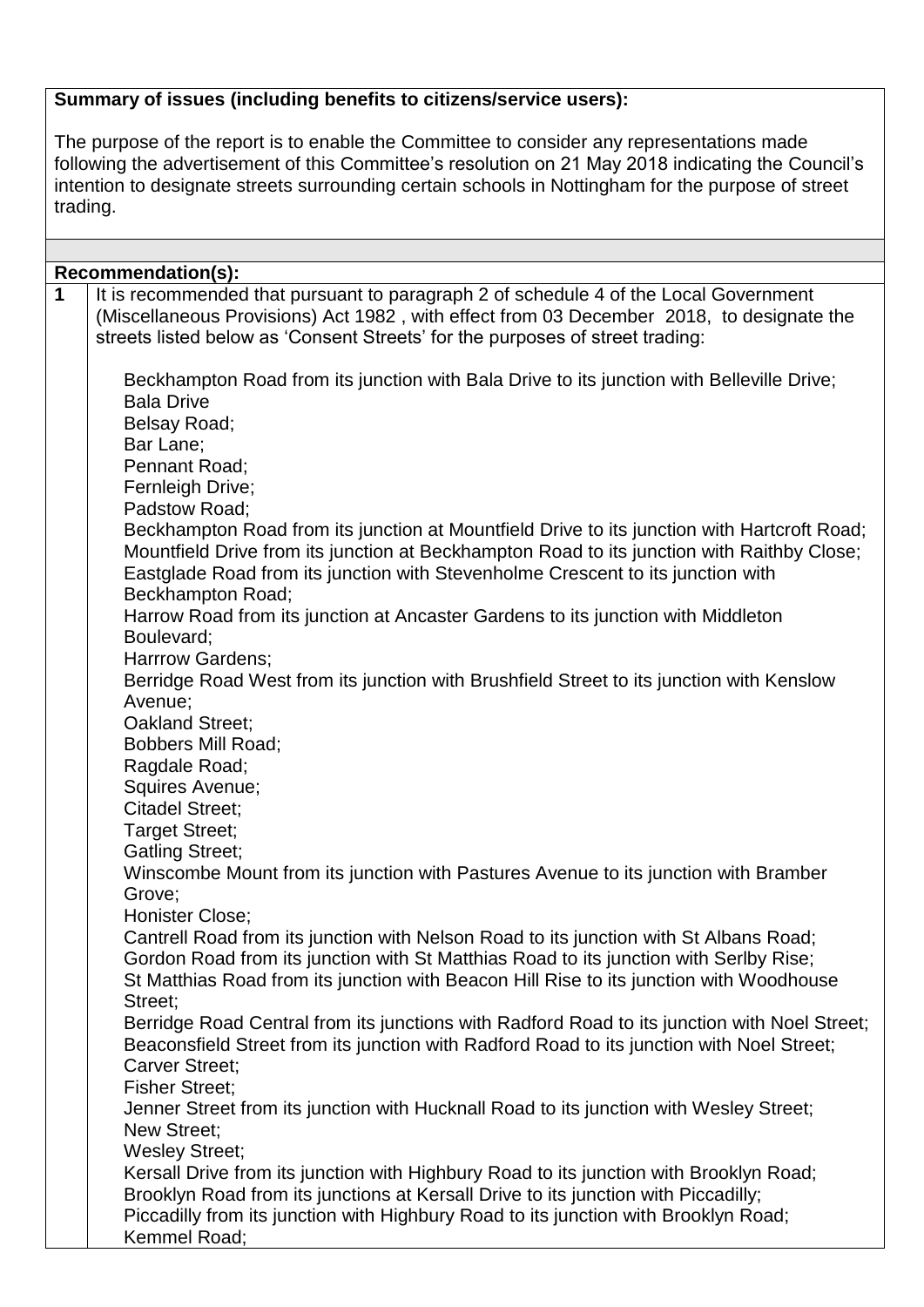**Summary of issues (including benefits to citizens/service users):**

The purpose of the report is to enable the Committee to consider any representations made following the advertisement of this Committee's resolution on 21 May 2018 indicating the Council's intention to designate streets surrounding certain schools in Nottingham for the purpose of street trading.

**Recommendation(s):**

**1** It is recommended that pursuant to paragraph 2 of schedule 4 of the Local Government (Miscellaneous Provisions) Act 1982 , with effect from 03 December 2018, to designate the streets listed below as 'Consent Streets' for the purposes of street trading:

Beckhampton Road from its junction with Bala Drive to its junction with Belleville Drive;
Bala Drive
Belsay Road;
Bar Lane;
Pennant Road;
Fernleigh Drive;
Padstow Road;
Beckhampton Road from its junction at Mountfield Drive to its junction with Hartcroft Road;
Mountfield Drive from its junction at Beckhampton Road to its junction with Raithby Close;
Eastglade Road from its junction with Stevenholme Crescent to its junction with Beckhampton Road;
Harrow Road from its junction at Ancaster Gardens to its junction with Middleton Boulevard;
Harrrow Gardens;
Berridge Road West from its junction with Brushfield Street to its junction with Kenslow Avenue;
Oakland Street;
Bobbers Mill Road;
Ragdale Road;
Squires Avenue;
Citadel Street;
Target Street;
Gatling Street;
Winscombe Mount from its junction with Pastures Avenue to its junction with Bramber Grove;
Honister Close;
Cantrell Road from its junction with Nelson Road to its junction with St Albans Road;
Gordon Road from its junction with St Matthias Road to its junction with Serlby Rise;
St Matthias Road from its junction with Beacon Hill Rise to its junction with Woodhouse Street;
Berridge Road Central from its junctions with Radford Road to its junction with Noel Street;
Beaconsfield Street from its junction with Radford Road to its junction with Noel Street;
Carver Street;
Fisher Street;
Jenner Street from its junction with Hucknall Road to its junction with Wesley Street;
New Street;
Wesley Street;
Kersall Drive from its junction with Highbury Road to its junction with Brooklyn Road;
Brooklyn Road from its junctions at Kersall Drive to its junction with Piccadilly;
Piccadilly from its junction with Highbury Road to its junction with Brooklyn Road;
Kemmel Road;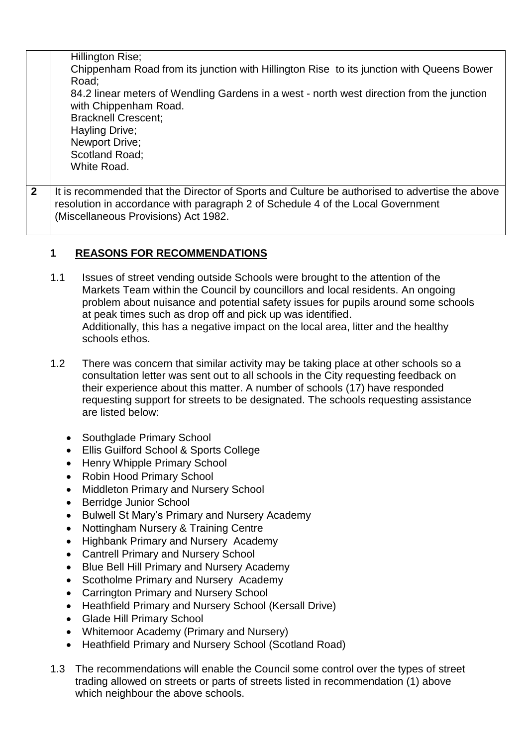| | |
|---|---|
| | Hillington Rise;<br>Chippenham Road from its junction with Hillington Rise to its junction with Queens Bower Road;<br>84.2 linear meters of Wendling Gardens in a west - north west direction from the junction with Chippenham Road.<br>Bracknell Crescent;<br>Hayling Drive;<br>Newport Drive;<br>Scotland Road;<br>White Road. |
| **2** | It is recommended that the Director of Sports and Culture be authorised to advertise the above resolution in accordance with paragraph 2 of Schedule 4 of the Local Government (Miscellaneous Provisions) Act 1982. |

## 1 REASONS FOR RECOMMENDATIONS

1.1 Issues of street vending outside Schools were brought to the attention of the Markets Team within the Council by councillors and local residents. An ongoing problem about nuisance and potential safety issues for pupils around some schools at peak times such as drop off and pick up was identified.
Additionally, this has a negative impact on the local area, litter and the healthy schools ethos.

1.2 There was concern that similar activity may be taking place at other schools so a consultation letter was sent out to all schools in the City requesting feedback on their experience about this matter. A number of schools (17) have responded requesting support for streets to be designated. The schools requesting assistance are listed below:

- Southglade Primary School
- Ellis Guilford School & Sports College
- Henry Whipple Primary School
- Robin Hood Primary School
- Middleton Primary and Nursery School
- Berridge Junior School
- Bulwell St Mary's Primary and Nursery Academy
- Nottingham Nursery & Training Centre
- Highbank Primary and Nursery Academy
- Cantrell Primary and Nursery School
- Blue Bell Hill Primary and Nursery Academy
- Scotholme Primary and Nursery Academy
- Carrington Primary and Nursery School
- Heathfield Primary and Nursery School (Kersall Drive)
- Glade Hill Primary School
- Whitemoor Academy (Primary and Nursery)
- Heathfield Primary and Nursery School (Scotland Road)

1.3 The recommendations will enable the Council some control over the types of street trading allowed on streets or parts of streets listed in recommendation (1) above which neighbour the above schools.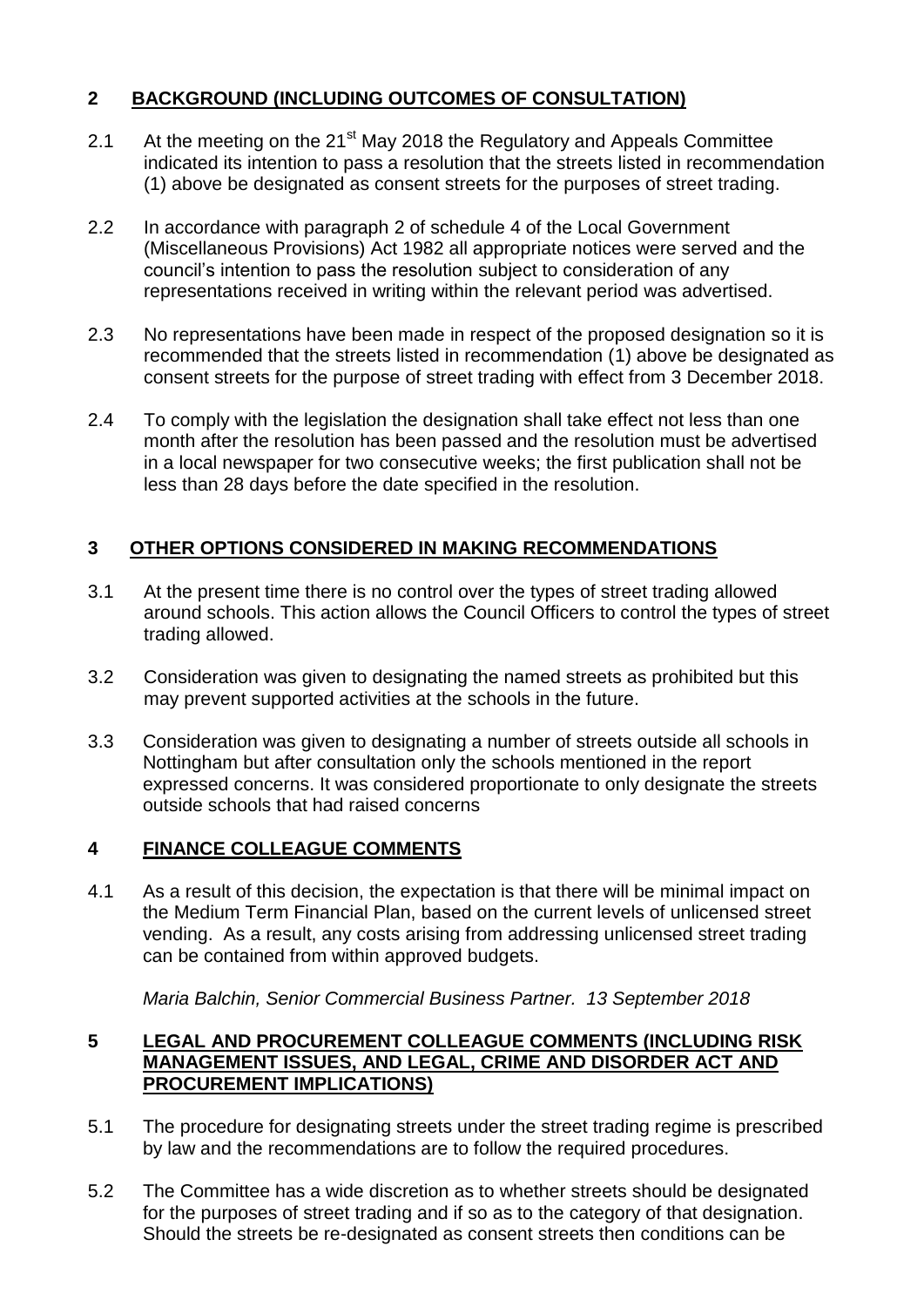## 2 BACKGROUND (INCLUDING OUTCOMES OF CONSULTATION)

2.1 At the meeting on the 21st May 2018 the Regulatory and Appeals Committee indicated its intention to pass a resolution that the streets listed in recommendation (1) above be designated as consent streets for the purposes of street trading.

2.2 In accordance with paragraph 2 of schedule 4 of the Local Government (Miscellaneous Provisions) Act 1982 all appropriate notices were served and the council's intention to pass the resolution subject to consideration of any representations received in writing within the relevant period was advertised.

2.3 No representations have been made in respect of the proposed designation so it is recommended that the streets listed in recommendation (1) above be designated as consent streets for the purpose of street trading with effect from 3 December 2018.

2.4 To comply with the legislation the designation shall take effect not less than one month after the resolution has been passed and the resolution must be advertised in a local newspaper for two consecutive weeks; the first publication shall not be less than 28 days before the date specified in the resolution.

## 3 OTHER OPTIONS CONSIDERED IN MAKING RECOMMENDATIONS

3.1 At the present time there is no control over the types of street trading allowed around schools. This action allows the Council Officers to control the types of street trading allowed.

3.2 Consideration was given to designating the named streets as prohibited but this may prevent supported activities at the schools in the future.

3.3 Consideration was given to designating a number of streets outside all schools in Nottingham but after consultation only the schools mentioned in the report expressed concerns. It was considered proportionate to only designate the streets outside schools that had raised concerns

## 4 FINANCE COLLEAGUE COMMENTS

4.1 As a result of this decision, the expectation is that there will be minimal impact on the Medium Term Financial Plan, based on the current levels of unlicensed street vending. As a result, any costs arising from addressing unlicensed street trading can be contained from within approved budgets.

*Maria Balchin, Senior Commercial Business Partner. 13 September 2018*

## 5 LEGAL AND PROCUREMENT COLLEAGUE COMMENTS (INCLUDING RISK MANAGEMENT ISSUES, AND LEGAL, CRIME AND DISORDER ACT AND PROCUREMENT IMPLICATIONS)

5.1 The procedure for designating streets under the street trading regime is prescribed by law and the recommendations are to follow the required procedures.

5.2 The Committee has a wide discretion as to whether streets should be designated for the purposes of street trading and if so as to the category of that designation. Should the streets be re-designated as consent streets then conditions can be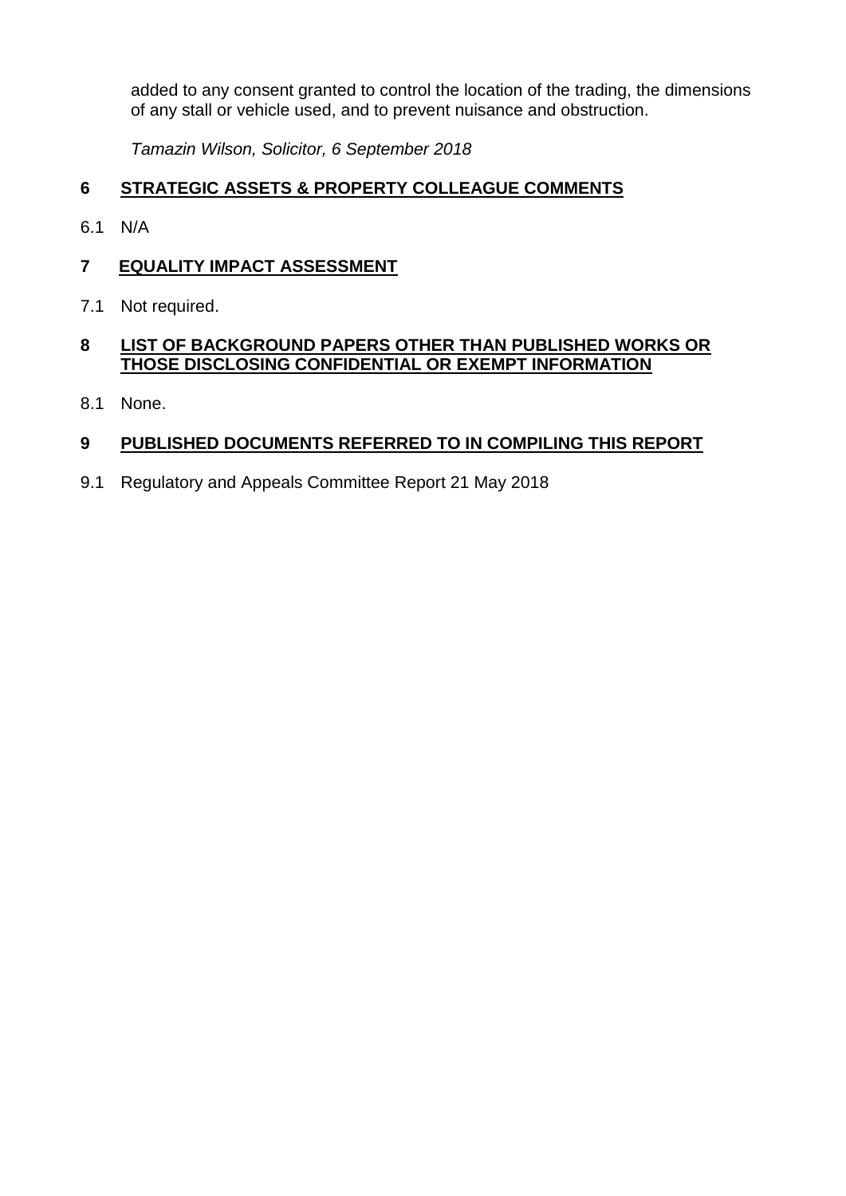added to any consent granted to control the location of the trading, the dimensions of any stall or vehicle used, and to prevent nuisance and obstruction.

*Tamazin Wilson, Solicitor, 6 September 2018*

## 6 STRATEGIC ASSETS & PROPERTY COLLEAGUE COMMENTS

6.1 N/A

## 7 EQUALITY IMPACT ASSESSMENT

7.1 Not required.

## 8 LIST OF BACKGROUND PAPERS OTHER THAN PUBLISHED WORKS OR THOSE DISCLOSING CONFIDENTIAL OR EXEMPT INFORMATION

8.1 None.

## 9 PUBLISHED DOCUMENTS REFERRED TO IN COMPILING THIS REPORT

9.1 Regulatory and Appeals Committee Report 21 May 2018